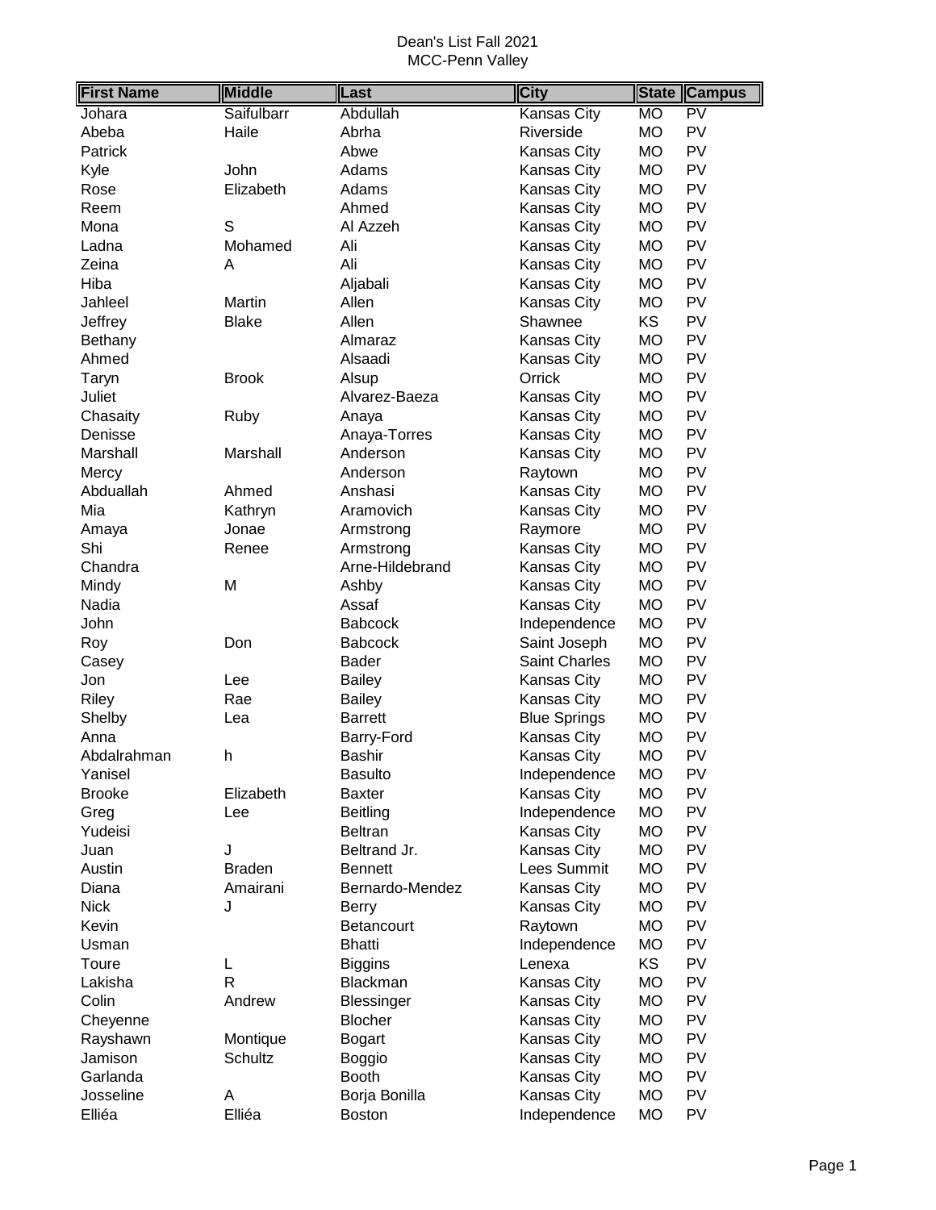Dean's List Fall 2021
MCC-Penn Valley

| First Name | Middle | Last | City | State | Campus |
|---|---|---|---|---|---|
| Johara | Saifulbarr | Abdullah | Kansas City | MO | PV |
| Abeba | Haile | Abrha | Riverside | MO | PV |
| Patrick | | Abwe | Kansas City | MO | PV |
| Kyle | John | Adams | Kansas City | MO | PV |
| Rose | Elizabeth | Adams | Kansas City | MO | PV |
| Reem | | Ahmed | Kansas City | MO | PV |
| Mona | S | Al Azzeh | Kansas City | MO | PV |
| Ladna | Mohamed | Ali | Kansas City | MO | PV |
| Zeina | A | Ali | Kansas City | MO | PV |
| Hiba | | Aljabali | Kansas City | MO | PV |
| Jahleel | Martin | Allen | Kansas City | MO | PV |
| Jeffrey | Blake | Allen | Shawnee | KS | PV |
| Bethany | | Almaraz | Kansas City | MO | PV |
| Ahmed | | Alsaadi | Kansas City | MO | PV |
| Taryn | Brook | Alsup | Orrick | MO | PV |
| Juliet | | Alvarez-Baeza | Kansas City | MO | PV |
| Chasaity | Ruby | Anaya | Kansas City | MO | PV |
| Denisse | | Anaya-Torres | Kansas City | MO | PV |
| Marshall | Marshall | Anderson | Kansas City | MO | PV |
| Mercy | | Anderson | Raytown | MO | PV |
| Abduallah | Ahmed | Anshasi | Kansas City | MO | PV |
| Mia | Kathryn | Aramovich | Kansas City | MO | PV |
| Amaya | Jonae | Armstrong | Raymore | MO | PV |
| Shi | Renee | Armstrong | Kansas City | MO | PV |
| Chandra | | Arne-Hildebrand | Kansas City | MO | PV |
| Mindy | M | Ashby | Kansas City | MO | PV |
| Nadia | | Assaf | Kansas City | MO | PV |
| John | | Babcock | Independence | MO | PV |
| Roy | Don | Babcock | Saint Joseph | MO | PV |
| Casey | | Bader | Saint Charles | MO | PV |
| Jon | Lee | Bailey | Kansas City | MO | PV |
| Riley | Rae | Bailey | Kansas City | MO | PV |
| Shelby | Lea | Barrett | Blue Springs | MO | PV |
| Anna | | Barry-Ford | Kansas City | MO | PV |
| Abdalrahman | h | Bashir | Kansas City | MO | PV |
| Yanisel | | Basulto | Independence | MO | PV |
| Brooke | Elizabeth | Baxter | Kansas City | MO | PV |
| Greg | Lee | Beitling | Independence | MO | PV |
| Yudeisi | | Beltran | Kansas City | MO | PV |
| Juan | J | Beltrand Jr. | Kansas City | MO | PV |
| Austin | Braden | Bennett | Lees Summit | MO | PV |
| Diana | Amairani | Bernardo-Mendez | Kansas City | MO | PV |
| Nick | J | Berry | Kansas City | MO | PV |
| Kevin | | Betancourt | Raytown | MO | PV |
| Usman | | Bhatti | Independence | MO | PV |
| Toure | L | Biggins | Lenexa | KS | PV |
| Lakisha | R | Blackman | Kansas City | MO | PV |
| Colin | Andrew | Blessinger | Kansas City | MO | PV |
| Cheyenne | | Blocher | Kansas City | MO | PV |
| Rayshawn | Montique | Bogart | Kansas City | MO | PV |
| Jamison | Schultz | Boggio | Kansas City | MO | PV |
| Garlanda | | Booth | Kansas City | MO | PV |
| Josseline | A | Borja Bonilla | Kansas City | MO | PV |
| Elliéa | Elliéa | Boston | Independence | MO | PV |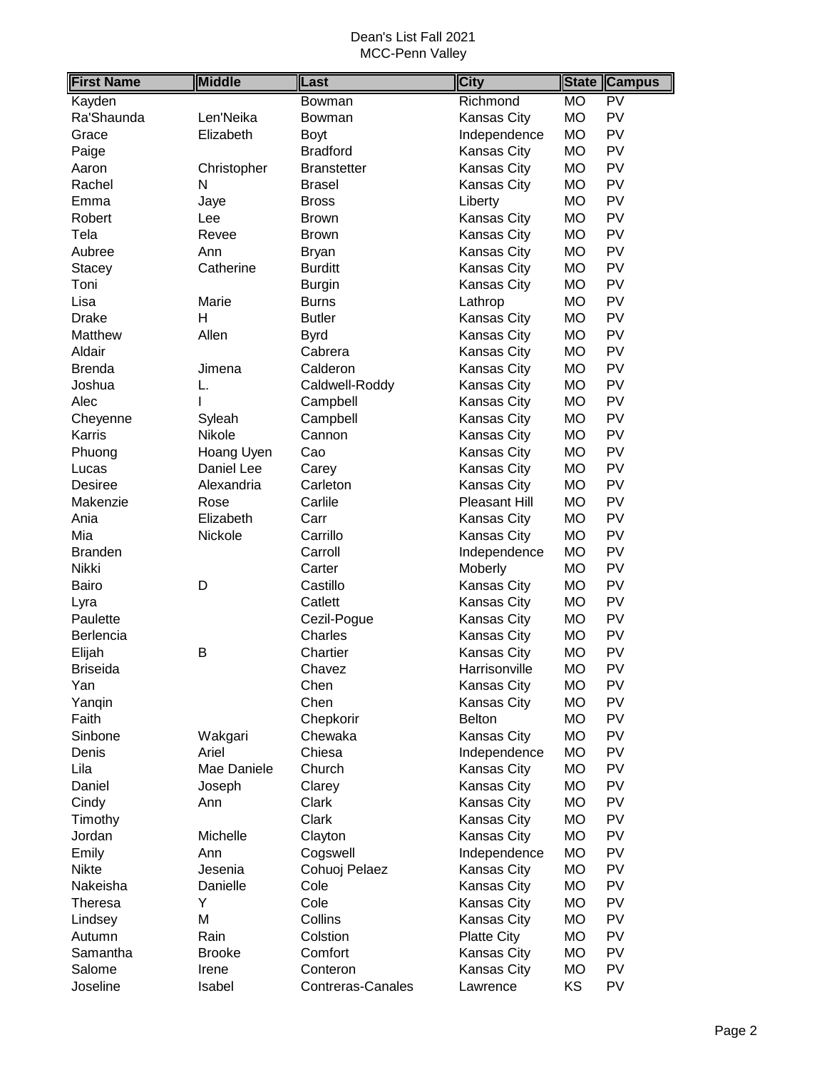Dean's List Fall 2021
MCC-Penn Valley

| First Name | Middle | Last | City | State | Campus |
|---|---|---|---|---|---|
| Kayden | | Bowman | Richmond | MO | PV |
| Ra'Shaunda | Len'Neika | Bowman | Kansas City | MO | PV |
| Grace | Elizabeth | Boyt | Independence | MO | PV |
| Paige | | Bradford | Kansas City | MO | PV |
| Aaron | Christopher | Branstetter | Kansas City | MO | PV |
| Rachel | N | Brasel | Kansas City | MO | PV |
| Emma | Jaye | Bross | Liberty | MO | PV |
| Robert | Lee | Brown | Kansas City | MO | PV |
| Tela | Revee | Brown | Kansas City | MO | PV |
| Aubree | Ann | Bryan | Kansas City | MO | PV |
| Stacey | Catherine | Burditt | Kansas City | MO | PV |
| Toni | | Burgin | Kansas City | MO | PV |
| Lisa | Marie | Burns | Lathrop | MO | PV |
| Drake | H | Butler | Kansas City | MO | PV |
| Matthew | Allen | Byrd | Kansas City | MO | PV |
| Aldair | | Cabrera | Kansas City | MO | PV |
| Brenda | Jimena | Calderon | Kansas City | MO | PV |
| Joshua | L. | Caldwell-Roddy | Kansas City | MO | PV |
| Alec | I | Campbell | Kansas City | MO | PV |
| Cheyenne | Syleah | Campbell | Kansas City | MO | PV |
| Karris | Nikole | Cannon | Kansas City | MO | PV |
| Phuong | Hoang Uyen | Cao | Kansas City | MO | PV |
| Lucas | Daniel Lee | Carey | Kansas City | MO | PV |
| Desiree | Alexandria | Carleton | Kansas City | MO | PV |
| Makenzie | Rose | Carlile | Pleasant Hill | MO | PV |
| Ania | Elizabeth | Carr | Kansas City | MO | PV |
| Mia | Nickole | Carrillo | Kansas City | MO | PV |
| Branden | | Carroll | Independence | MO | PV |
| Nikki | | Carter | Moberly | MO | PV |
| Bairo | D | Castillo | Kansas City | MO | PV |
| Lyra | | Catlett | Kansas City | MO | PV |
| Paulette | | Cezil-Pogue | Kansas City | MO | PV |
| Berlencia | | Charles | Kansas City | MO | PV |
| Elijah | B | Chartier | Kansas City | MO | PV |
| Briseida | | Chavez | Harrisonville | MO | PV |
| Yan | | Chen | Kansas City | MO | PV |
| Yanqin | | Chen | Kansas City | MO | PV |
| Faith | | Chepkorir | Belton | MO | PV |
| Sinbone | Wakgari | Chewaka | Kansas City | MO | PV |
| Denis | Ariel | Chiesa | Independence | MO | PV |
| Lila | Mae Daniele | Church | Kansas City | MO | PV |
| Daniel | Joseph | Clarey | Kansas City | MO | PV |
| Cindy | Ann | Clark | Kansas City | MO | PV |
| Timothy | | Clark | Kansas City | MO | PV |
| Jordan | Michelle | Clayton | Kansas City | MO | PV |
| Emily | Ann | Cogswell | Independence | MO | PV |
| Nikte | Jesenia | Cohuoj Pelaez | Kansas City | MO | PV |
| Nakeisha | Danielle | Cole | Kansas City | MO | PV |
| Theresa | Y | Cole | Kansas City | MO | PV |
| Lindsey | M | Collins | Kansas City | MO | PV |
| Autumn | Rain | Colstion | Platte City | MO | PV |
| Samantha | Brooke | Comfort | Kansas City | MO | PV |
| Salome | Irene | Conteron | Kansas City | MO | PV |
| Joseline | Isabel | Contreras-Canales | Lawrence | KS | PV |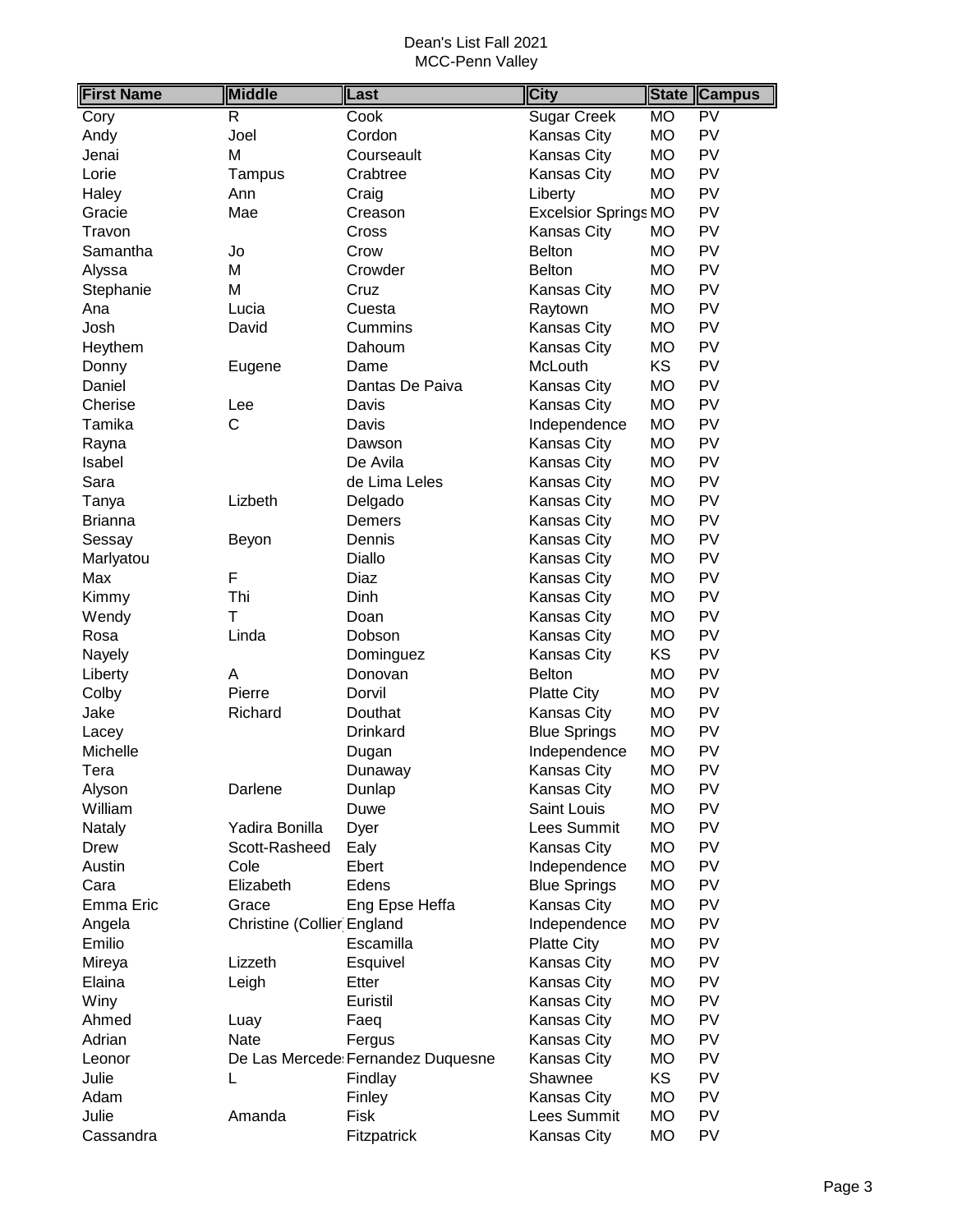Dean's List Fall 2021
MCC-Penn Valley

| First Name | Middle | Last | City | State | Campus |
| --- | --- | --- | --- | --- | --- |
| Cory | R | Cook | Sugar Creek | MO | PV |
| Andy | Joel | Cordon | Kansas City | MO | PV |
| Jenai | M | Courseault | Kansas City | MO | PV |
| Lorie | Tampus | Crabtree | Kansas City | MO | PV |
| Haley | Ann | Craig | Liberty | MO | PV |
| Gracie | Mae | Creason | Excelsior Springs | MO | PV |
| Travon | | Cross | Kansas City | MO | PV |
| Samantha | Jo | Crow | Belton | MO | PV |
| Alyssa | M | Crowder | Belton | MO | PV |
| Stephanie | M | Cruz | Kansas City | MO | PV |
| Ana | Lucia | Cuesta | Raytown | MO | PV |
| Josh | David | Cummins | Kansas City | MO | PV |
| Heythem | | Dahoum | Kansas City | MO | PV |
| Donny | Eugene | Dame | McLouth | KS | PV |
| Daniel | | Dantas De Paiva | Kansas City | MO | PV |
| Cherise | Lee | Davis | Kansas City | MO | PV |
| Tamika | C | Davis | Independence | MO | PV |
| Rayna | | Dawson | Kansas City | MO | PV |
| Isabel | | De Avila | Kansas City | MO | PV |
| Sara | | de Lima Leles | Kansas City | MO | PV |
| Tanya | Lizbeth | Delgado | Kansas City | MO | PV |
| Brianna | | Demers | Kansas City | MO | PV |
| Sessay | Beyon | Dennis | Kansas City | MO | PV |
| Marlyatou | | Diallo | Kansas City | MO | PV |
| Max | F | Diaz | Kansas City | MO | PV |
| Kimmy | Thi | Dinh | Kansas City | MO | PV |
| Wendy | T | Doan | Kansas City | MO | PV |
| Rosa | Linda | Dobson | Kansas City | MO | PV |
| Nayely | | Dominguez | Kansas City | KS | PV |
| Liberty | A | Donovan | Belton | MO | PV |
| Colby | Pierre | Dorvil | Platte City | MO | PV |
| Jake | Richard | Douthat | Kansas City | MO | PV |
| Lacey | | Drinkard | Blue Springs | MO | PV |
| Michelle | | Dugan | Independence | MO | PV |
| Tera | | Dunaway | Kansas City | MO | PV |
| Alyson | Darlene | Dunlap | Kansas City | MO | PV |
| William | | Duwe | Saint Louis | MO | PV |
| Nataly | Yadira Bonilla | Dyer | Lees Summit | MO | PV |
| Drew | Scott-Rasheed | Ealy | Kansas City | MO | PV |
| Austin | Cole | Ebert | Independence | MO | PV |
| Cara | Elizabeth | Edens | Blue Springs | MO | PV |
| Emma Eric | Grace | Eng Epse Heffa | Kansas City | MO | PV |
| Angela | Christine (Collier | England | Independence | MO | PV |
| Emilio | | Escamilla | Platte City | MO | PV |
| Mireya | Lizzeth | Esquivel | Kansas City | MO | PV |
| Elaina | Leigh | Etter | Kansas City | MO | PV |
| Winy | | Euristil | Kansas City | MO | PV |
| Ahmed | Luay | Faeq | Kansas City | MO | PV |
| Adrian | Nate | Fergus | Kansas City | MO | PV |
| Leonor | De Las Mercede | Fernandez Duquesne | Kansas City | MO | PV |
| Julie | L | Findlay | Shawnee | KS | PV |
| Adam | | Finley | Kansas City | MO | PV |
| Julie | Amanda | Fisk | Lees Summit | MO | PV |
| Cassandra | | Fitzpatrick | Kansas City | MO | PV |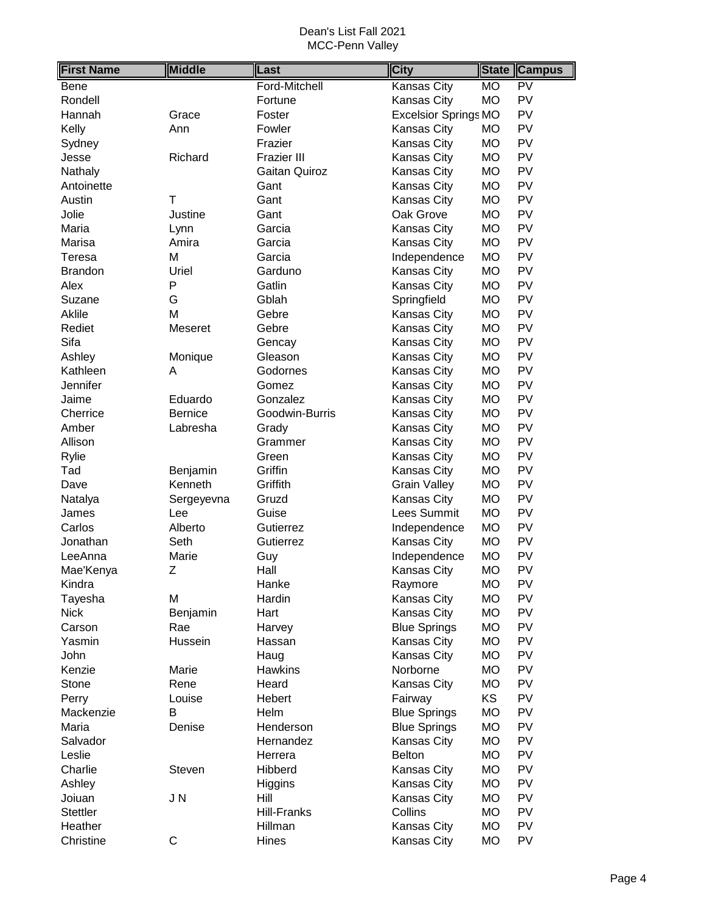Dean's List Fall 2021
MCC-Penn Valley

| First Name | Middle | Last | City | State | Campus |
|---|---|---|---|---|---|
| Bene | | Ford-Mitchell | Kansas City | MO | PV |
| Rondell | | Fortune | Kansas City | MO | PV |
| Hannah | Grace | Foster | Excelsior Springs | MO | PV |
| Kelly | Ann | Fowler | Kansas City | MO | PV |
| Sydney | | Frazier | Kansas City | MO | PV |
| Jesse | Richard | Frazier III | Kansas City | MO | PV |
| Nathaly | | Gaitan Quiroz | Kansas City | MO | PV |
| Antoinette | | Gant | Kansas City | MO | PV |
| Austin | T | Gant | Kansas City | MO | PV |
| Jolie | Justine | Gant | Oak Grove | MO | PV |
| Maria | Lynn | Garcia | Kansas City | MO | PV |
| Marisa | Amira | Garcia | Kansas City | MO | PV |
| Teresa | M | Garcia | Independence | MO | PV |
| Brandon | Uriel | Garduno | Kansas City | MO | PV |
| Alex | P | Gatlin | Kansas City | MO | PV |
| Suzane | G | Gblah | Springfield | MO | PV |
| Aklile | M | Gebre | Kansas City | MO | PV |
| Rediet | Meseret | Gebre | Kansas City | MO | PV |
| Sifa | | Gencay | Kansas City | MO | PV |
| Ashley | Monique | Gleason | Kansas City | MO | PV |
| Kathleen | A | Godornes | Kansas City | MO | PV |
| Jennifer | | Gomez | Kansas City | MO | PV |
| Jaime | Eduardo | Gonzalez | Kansas City | MO | PV |
| Cherrice | Bernice | Goodwin-Burris | Kansas City | MO | PV |
| Amber | Labresha | Grady | Kansas City | MO | PV |
| Allison | | Grammer | Kansas City | MO | PV |
| Rylie | | Green | Kansas City | MO | PV |
| Tad | Benjamin | Griffin | Kansas City | MO | PV |
| Dave | Kenneth | Griffith | Grain Valley | MO | PV |
| Natalya | Sergeyevna | Gruzd | Kansas City | MO | PV |
| James | Lee | Guise | Lees Summit | MO | PV |
| Carlos | Alberto | Gutierrez | Independence | MO | PV |
| Jonathan | Seth | Gutierrez | Kansas City | MO | PV |
| LeeAnna | Marie | Guy | Independence | MO | PV |
| Mae'Kenya | Z | Hall | Kansas City | MO | PV |
| Kindra | | Hanke | Raymore | MO | PV |
| Tayesha | M | Hardin | Kansas City | MO | PV |
| Nick | Benjamin | Hart | Kansas City | MO | PV |
| Carson | Rae | Harvey | Blue Springs | MO | PV |
| Yasmin | Hussein | Hassan | Kansas City | MO | PV |
| John | | Haug | Kansas City | MO | PV |
| Kenzie | Marie | Hawkins | Norborne | MO | PV |
| Stone | Rene | Heard | Kansas City | MO | PV |
| Perry | Louise | Hebert | Fairway | KS | PV |
| Mackenzie | B | Helm | Blue Springs | MO | PV |
| Maria | Denise | Henderson | Blue Springs | MO | PV |
| Salvador | | Hernandez | Kansas City | MO | PV |
| Leslie | | Herrera | Belton | MO | PV |
| Charlie | Steven | Hibberd | Kansas City | MO | PV |
| Ashley | | Higgins | Kansas City | MO | PV |
| Joiuan | J N | Hill | Kansas City | MO | PV |
| Stettler | | Hill-Franks | Collins | MO | PV |
| Heather | | Hillman | Kansas City | MO | PV |
| Christine | C | Hines | Kansas City | MO | PV |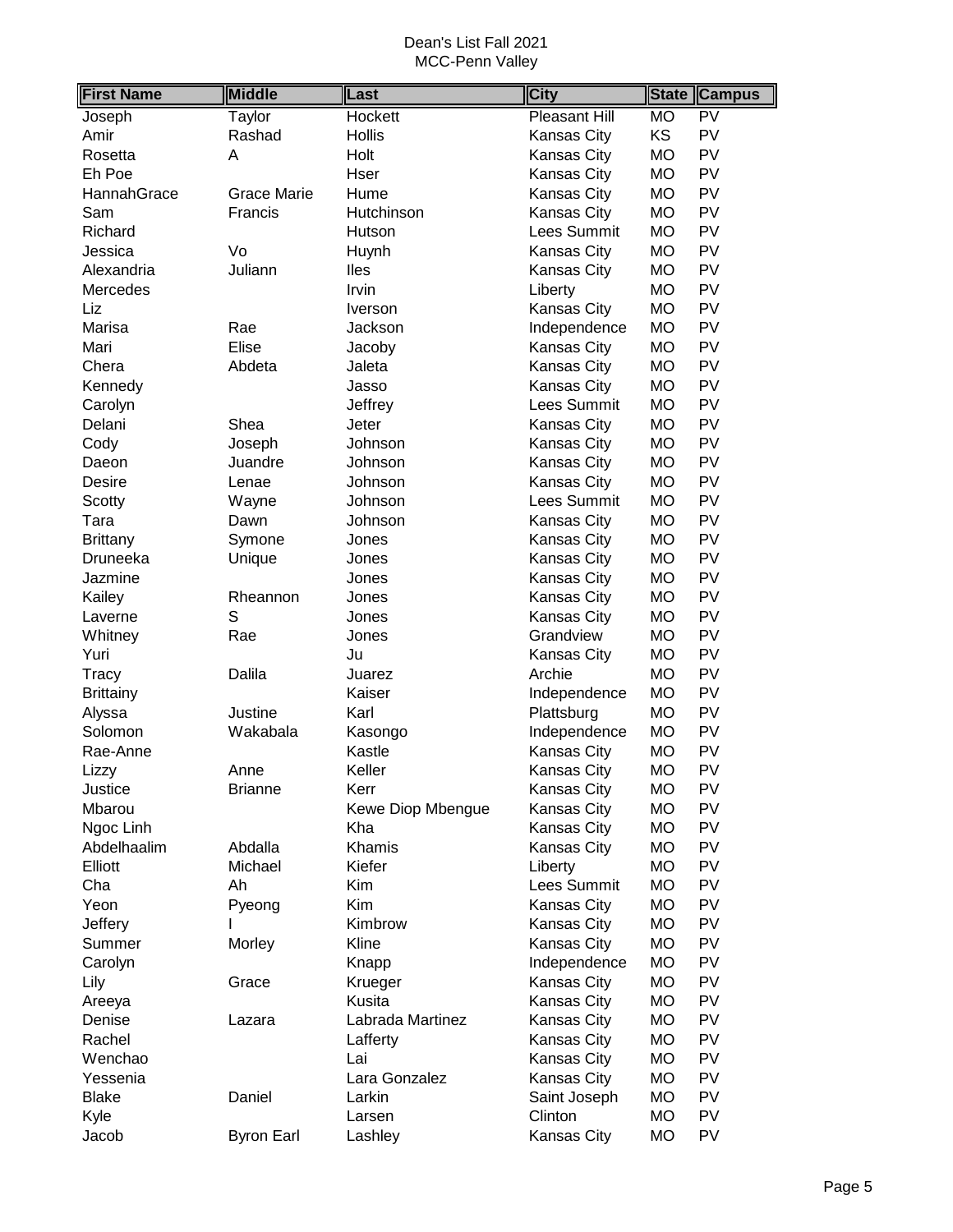Dean's List Fall 2021
MCC-Penn Valley

| First Name | Middle | Last | City | State | Campus |
|---|---|---|---|---|---|
| Joseph | Taylor | Hockett | Pleasant Hill | MO | PV |
| Amir | Rashad | Hollis | Kansas City | KS | PV |
| Rosetta | A | Holt | Kansas City | MO | PV |
| Eh Poe | | Hser | Kansas City | MO | PV |
| HannahGrace | Grace Marie | Hume | Kansas City | MO | PV |
| Sam | Francis | Hutchinson | Kansas City | MO | PV |
| Richard | | Hutson | Lees Summit | MO | PV |
| Jessica | Vo | Huynh | Kansas City | MO | PV |
| Alexandria | Juliann | Iles | Kansas City | MO | PV |
| Mercedes | | Irvin | Liberty | MO | PV |
| Liz | | Iverson | Kansas City | MO | PV |
| Marisa | Rae | Jackson | Independence | MO | PV |
| Mari | Elise | Jacoby | Kansas City | MO | PV |
| Chera | Abdeta | Jaleta | Kansas City | MO | PV |
| Kennedy | | Jasso | Kansas City | MO | PV |
| Carolyn | | Jeffrey | Lees Summit | MO | PV |
| Delani | Shea | Jeter | Kansas City | MO | PV |
| Cody | Joseph | Johnson | Kansas City | MO | PV |
| Daeon | Juandre | Johnson | Kansas City | MO | PV |
| Desire | Lenae | Johnson | Kansas City | MO | PV |
| Scotty | Wayne | Johnson | Lees Summit | MO | PV |
| Tara | Dawn | Johnson | Kansas City | MO | PV |
| Brittany | Symone | Jones | Kansas City | MO | PV |
| Druneeka | Unique | Jones | Kansas City | MO | PV |
| Jazmine | | Jones | Kansas City | MO | PV |
| Kailey | Rheannon | Jones | Kansas City | MO | PV |
| Laverne | S | Jones | Kansas City | MO | PV |
| Whitney | Rae | Jones | Grandview | MO | PV |
| Yuri | | Ju | Kansas City | MO | PV |
| Tracy | Dalila | Juarez | Archie | MO | PV |
| Brittainy | | Kaiser | Independence | MO | PV |
| Alyssa | Justine | Karl | Plattsburg | MO | PV |
| Solomon | Wakabala | Kasongo | Independence | MO | PV |
| Rae-Anne | | Kastle | Kansas City | MO | PV |
| Lizzy | Anne | Keller | Kansas City | MO | PV |
| Justice | Brianne | Kerr | Kansas City | MO | PV |
| Mbarou | | Kewe Diop Mbengue | Kansas City | MO | PV |
| Ngoc Linh | | Kha | Kansas City | MO | PV |
| Abdelhaalim | Abdalla | Khamis | Kansas City | MO | PV |
| Elliott | Michael | Kiefer | Liberty | MO | PV |
| Cha | Ah | Kim | Lees Summit | MO | PV |
| Yeon | Pyeong | Kim | Kansas City | MO | PV |
| Jeffery | I | Kimbrow | Kansas City | MO | PV |
| Summer | Morley | Kline | Kansas City | MO | PV |
| Carolyn | | Knapp | Independence | MO | PV |
| Lily | Grace | Krueger | Kansas City | MO | PV |
| Areeya | | Kusita | Kansas City | MO | PV |
| Denise | Lazara | Labrada Martinez | Kansas City | MO | PV |
| Rachel | | Lafferty | Kansas City | MO | PV |
| Wenchao | | Lai | Kansas City | MO | PV |
| Yessenia | | Lara Gonzalez | Kansas City | MO | PV |
| Blake | Daniel | Larkin | Saint Joseph | MO | PV |
| Kyle | | Larsen | Clinton | MO | PV |
| Jacob | Byron Earl | Lashley | Kansas City | MO | PV |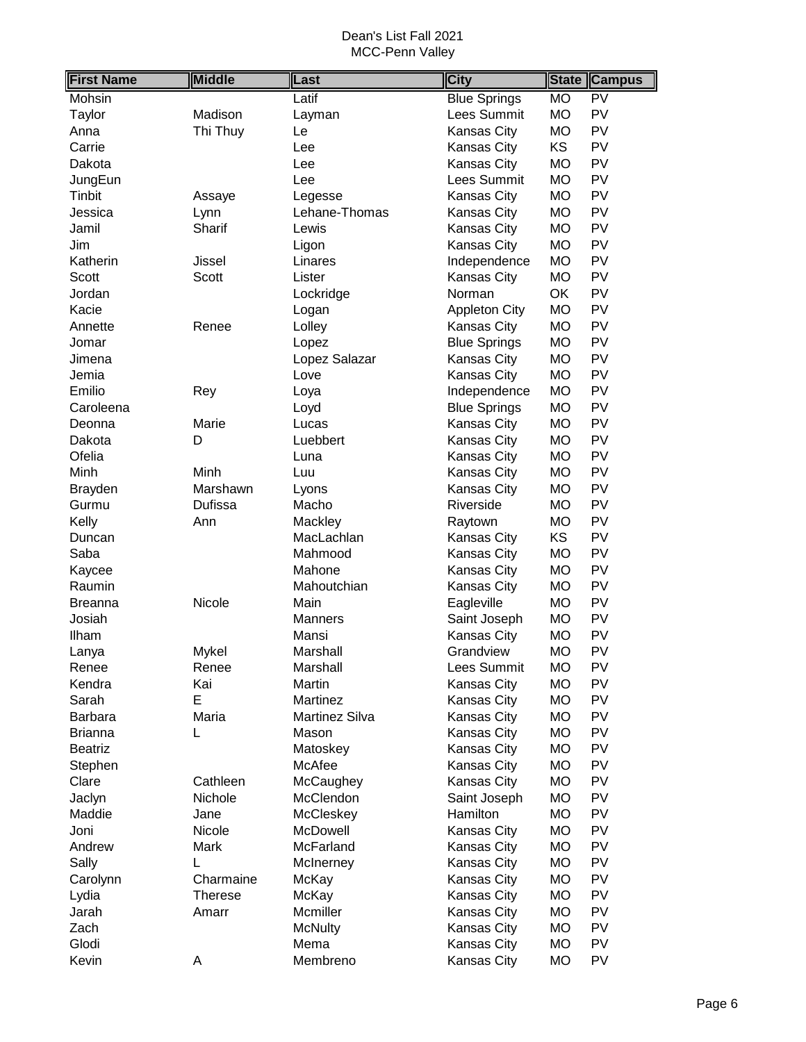Dean's List Fall 2021
MCC-Penn Valley

| First Name | Middle | Last | City | State | Campus |
|---|---|---|---|---|---|
| Mohsin | | Latif | Blue Springs | MO | PV |
| Taylor | Madison | Layman | Lees Summit | MO | PV |
| Anna | Thi Thuy | Le | Kansas City | MO | PV |
| Carrie | | Lee | Kansas City | KS | PV |
| Dakota | | Lee | Kansas City | MO | PV |
| JungEun | | Lee | Lees Summit | MO | PV |
| Tinbit | Assaye | Legesse | Kansas City | MO | PV |
| Jessica | Lynn | Lehane-Thomas | Kansas City | MO | PV |
| Jamil | Sharif | Lewis | Kansas City | MO | PV |
| Jim | | Ligon | Kansas City | MO | PV |
| Katherin | Jissel | Linares | Independence | MO | PV |
| Scott | Scott | Lister | Kansas City | MO | PV |
| Jordan | | Lockridge | Norman | OK | PV |
| Kacie | | Logan | Appleton City | MO | PV |
| Annette | Renee | Lolley | Kansas City | MO | PV |
| Jomar | | Lopez | Blue Springs | MO | PV |
| Jimena | | Lopez Salazar | Kansas City | MO | PV |
| Jemia | | Love | Kansas City | MO | PV |
| Emilio | Rey | Loya | Independence | MO | PV |
| Caroleena | | Loyd | Blue Springs | MO | PV |
| Deonna | Marie | Lucas | Kansas City | MO | PV |
| Dakota | D | Luebbert | Kansas City | MO | PV |
| Ofelia | | Luna | Kansas City | MO | PV |
| Minh | Minh | Luu | Kansas City | MO | PV |
| Brayden | Marshawn | Lyons | Kansas City | MO | PV |
| Gurmu | Dufissa | Macho | Riverside | MO | PV |
| Kelly | Ann | Mackley | Raytown | MO | PV |
| Duncan | | MacLachlan | Kansas City | KS | PV |
| Saba | | Mahmood | Kansas City | MO | PV |
| Kaycee | | Mahone | Kansas City | MO | PV |
| Raumin | | Mahoutchian | Kansas City | MO | PV |
| Breanna | Nicole | Main | Eagleville | MO | PV |
| Josiah | | Manners | Saint Joseph | MO | PV |
| Ilham | | Mansi | Kansas City | MO | PV |
| Lanya | Mykel | Marshall | Grandview | MO | PV |
| Renee | Renee | Marshall | Lees Summit | MO | PV |
| Kendra | Kai | Martin | Kansas City | MO | PV |
| Sarah | E | Martinez | Kansas City | MO | PV |
| Barbara | Maria | Martinez Silva | Kansas City | MO | PV |
| Brianna | L | Mason | Kansas City | MO | PV |
| Beatriz | | Matoskey | Kansas City | MO | PV |
| Stephen | | McAfee | Kansas City | MO | PV |
| Clare | Cathleen | McCaughey | Kansas City | MO | PV |
| Jaclyn | Nichole | McClendon | Saint Joseph | MO | PV |
| Maddie | Jane | McCleskey | Hamilton | MO | PV |
| Joni | Nicole | McDowell | Kansas City | MO | PV |
| Andrew | Mark | McFarland | Kansas City | MO | PV |
| Sally | L | McInerney | Kansas City | MO | PV |
| Carolynn | Charmaine | McKay | Kansas City | MO | PV |
| Lydia | Therese | McKay | Kansas City | MO | PV |
| Jarah | Amarr | Mcmiller | Kansas City | MO | PV |
| Zach | | McNulty | Kansas City | MO | PV |
| Glodi | | Mema | Kansas City | MO | PV |
| Kevin | A | Membreno | Kansas City | MO | PV |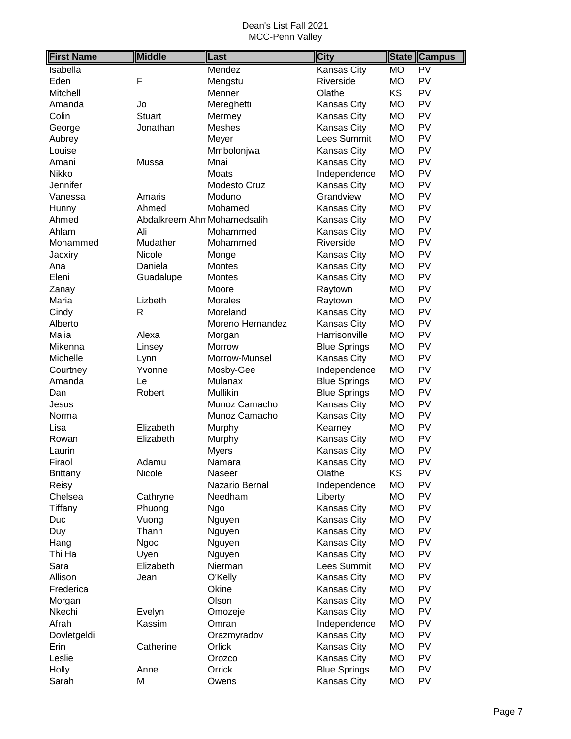Dean's List Fall 2021
MCC-Penn Valley

| First Name | Middle | Last | City | State | Campus |
|---|---|---|---|---|---|
| Isabella | | Mendez | Kansas City | MO | PV |
| Eden | F | Mengstu | Riverside | MO | PV |
| Mitchell | | Menner | Olathe | KS | PV |
| Amanda | Jo | Mereghetti | Kansas City | MO | PV |
| Colin | Stuart | Mermey | Kansas City | MO | PV |
| George | Jonathan | Meshes | Kansas City | MO | PV |
| Aubrey | | Meyer | Lees Summit | MO | PV |
| Louise | | Mmbolonjwa | Kansas City | MO | PV |
| Amani | Mussa | Mnai | Kansas City | MO | PV |
| Nikko | | Moats | Independence | MO | PV |
| Jennifer | | Modesto Cruz | Kansas City | MO | PV |
| Vanessa | Amaris | Moduno | Grandview | MO | PV |
| Hunny | Ahmed | Mohamed | Kansas City | MO | PV |
| Ahmed | Abdalkreem Ahm | Mohamedsalih | Kansas City | MO | PV |
| Ahlam | Ali | Mohammed | Kansas City | MO | PV |
| Mohammed | Mudather | Mohammed | Riverside | MO | PV |
| Jacxiry | Nicole | Monge | Kansas City | MO | PV |
| Ana | Daniela | Montes | Kansas City | MO | PV |
| Eleni | Guadalupe | Montes | Kansas City | MO | PV |
| Zanay | | Moore | Raytown | MO | PV |
| Maria | Lizbeth | Morales | Raytown | MO | PV |
| Cindy | R | Moreland | Kansas City | MO | PV |
| Alberto | | Moreno Hernandez | Kansas City | MO | PV |
| Malia | Alexa | Morgan | Harrisonville | MO | PV |
| Mikenna | Linsey | Morrow | Blue Springs | MO | PV |
| Michelle | Lynn | Morrow-Munsel | Kansas City | MO | PV |
| Courtney | Yvonne | Mosby-Gee | Independence | MO | PV |
| Amanda | Le | Mulanax | Blue Springs | MO | PV |
| Dan | Robert | Mullikin | Blue Springs | MO | PV |
| Jesus | | Munoz Camacho | Kansas City | MO | PV |
| Norma | | Munoz Camacho | Kansas City | MO | PV |
| Lisa | Elizabeth | Murphy | Kearney | MO | PV |
| Rowan | Elizabeth | Murphy | Kansas City | MO | PV |
| Laurin | | Myers | Kansas City | MO | PV |
| Firaol | Adamu | Namara | Kansas City | MO | PV |
| Brittany | Nicole | Naseer | Olathe | KS | PV |
| Reisy | | Nazario Bernal | Independence | MO | PV |
| Chelsea | Cathryne | Needham | Liberty | MO | PV |
| Tiffany | Phuong | Ngo | Kansas City | MO | PV |
| Duc | Vuong | Nguyen | Kansas City | MO | PV |
| Duy | Thanh | Nguyen | Kansas City | MO | PV |
| Hang | Ngoc | Nguyen | Kansas City | MO | PV |
| Thi Ha | Uyen | Nguyen | Kansas City | MO | PV |
| Sara | Elizabeth | Nierman | Lees Summit | MO | PV |
| Allison | Jean | O'Kelly | Kansas City | MO | PV |
| Frederica | | Okine | Kansas City | MO | PV |
| Morgan | | Olson | Kansas City | MO | PV |
| Nkechi | Evelyn | Omozeje | Kansas City | MO | PV |
| Afrah | Kassim | Omran | Independence | MO | PV |
| Dovletgeldi | | Orazmyradov | Kansas City | MO | PV |
| Erin | Catherine | Orlick | Kansas City | MO | PV |
| Leslie | | Orozco | Kansas City | MO | PV |
| Holly | Anne | Orrick | Blue Springs | MO | PV |
| Sarah | M | Owens | Kansas City | MO | PV |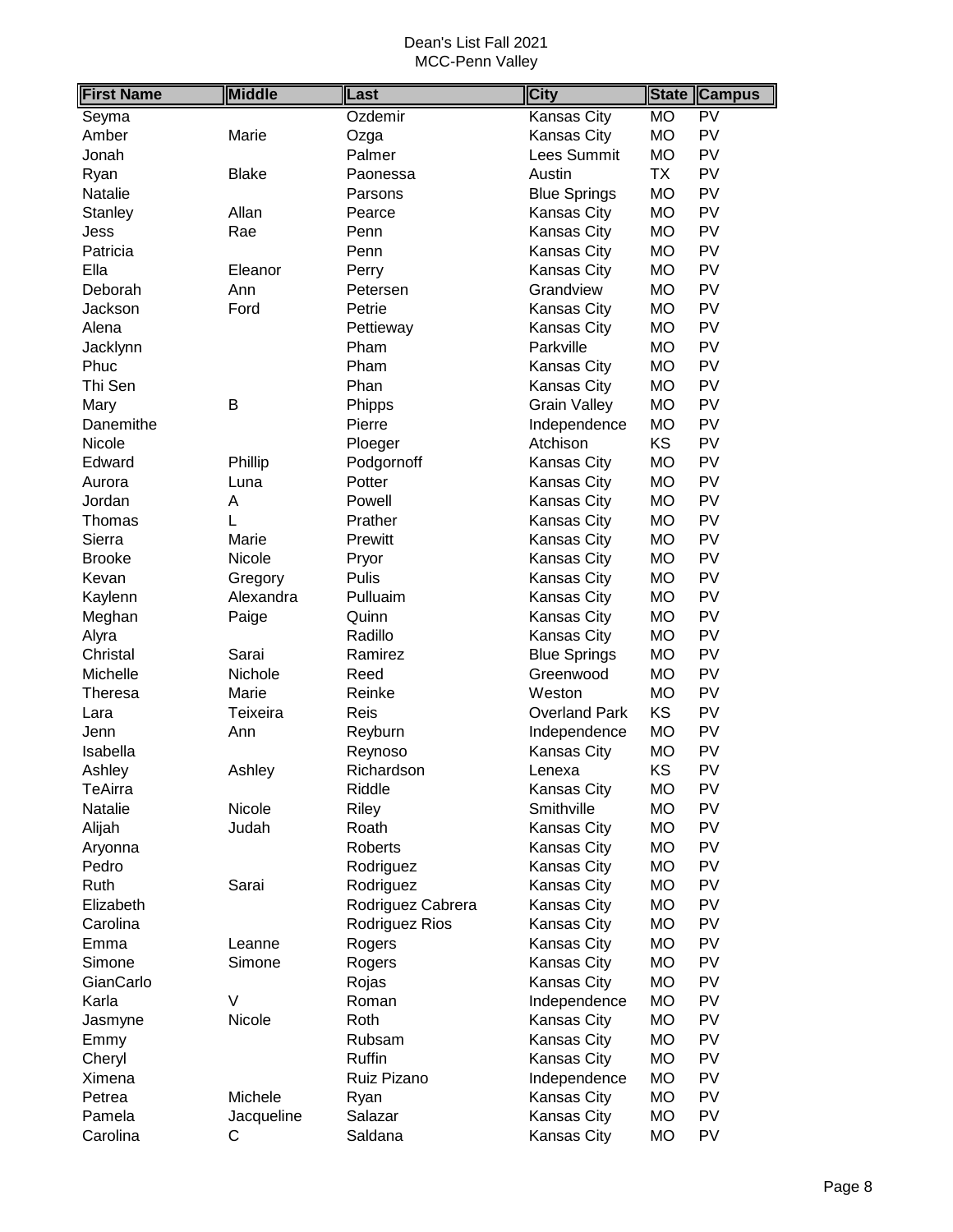Dean's List Fall 2021
MCC-Penn Valley

| First Name | Middle | Last | City | State | Campus |
|---|---|---|---|---|---|
| Seyma | | Ozdemir | Kansas City | MO | PV |
| Amber | Marie | Ozga | Kansas City | MO | PV |
| Jonah | | Palmer | Lees Summit | MO | PV |
| Ryan | Blake | Paonessa | Austin | TX | PV |
| Natalie | | Parsons | Blue Springs | MO | PV |
| Stanley | Allan | Pearce | Kansas City | MO | PV |
| Jess | Rae | Penn | Kansas City | MO | PV |
| Patricia | | Penn | Kansas City | MO | PV |
| Ella | Eleanor | Perry | Kansas City | MO | PV |
| Deborah | Ann | Petersen | Grandview | MO | PV |
| Jackson | Ford | Petrie | Kansas City | MO | PV |
| Alena | | Pettieway | Kansas City | MO | PV |
| Jacklynn | | Pham | Parkville | MO | PV |
| Phuc | | Pham | Kansas City | MO | PV |
| Thi Sen | | Phan | Kansas City | MO | PV |
| Mary | B | Phipps | Grain Valley | MO | PV |
| Danemithe | | Pierre | Independence | MO | PV |
| Nicole | | Ploeger | Atchison | KS | PV |
| Edward | Phillip | Podgornoff | Kansas City | MO | PV |
| Aurora | Luna | Potter | Kansas City | MO | PV |
| Jordan | A | Powell | Kansas City | MO | PV |
| Thomas | L | Prather | Kansas City | MO | PV |
| Sierra | Marie | Prewitt | Kansas City | MO | PV |
| Brooke | Nicole | Pryor | Kansas City | MO | PV |
| Kevan | Gregory | Pulis | Kansas City | MO | PV |
| Kaylenn | Alexandra | Pulluaim | Kansas City | MO | PV |
| Meghan | Paige | Quinn | Kansas City | MO | PV |
| Alyra | | Radillo | Kansas City | MO | PV |
| Christal | Sarai | Ramirez | Blue Springs | MO | PV |
| Michelle | Nichole | Reed | Greenwood | MO | PV |
| Theresa | Marie | Reinke | Weston | MO | PV |
| Lara | Teixeira | Reis | Overland Park | KS | PV |
| Jenn | Ann | Reyburn | Independence | MO | PV |
| Isabella | | Reynoso | Kansas City | MO | PV |
| Ashley | Ashley | Richardson | Lenexa | KS | PV |
| TeAirra | | Riddle | Kansas City | MO | PV |
| Natalie | Nicole | Riley | Smithville | MO | PV |
| Alijah | Judah | Roath | Kansas City | MO | PV |
| Aryonna | | Roberts | Kansas City | MO | PV |
| Pedro | | Rodriguez | Kansas City | MO | PV |
| Ruth | Sarai | Rodriguez | Kansas City | MO | PV |
| Elizabeth | | Rodriguez Cabrera | Kansas City | MO | PV |
| Carolina | | Rodriguez Rios | Kansas City | MO | PV |
| Emma | Leanne | Rogers | Kansas City | MO | PV |
| Simone | Simone | Rogers | Kansas City | MO | PV |
| GianCarlo | | Rojas | Kansas City | MO | PV |
| Karla | V | Roman | Independence | MO | PV |
| Jasmyne | Nicole | Roth | Kansas City | MO | PV |
| Emmy | | Rubsam | Kansas City | MO | PV |
| Cheryl | | Ruffin | Kansas City | MO | PV |
| Ximena | | Ruiz Pizano | Independence | MO | PV |
| Petrea | Michele | Ryan | Kansas City | MO | PV |
| Pamela | Jacqueline | Salazar | Kansas City | MO | PV |
| Carolina | C | Saldana | Kansas City | MO | PV |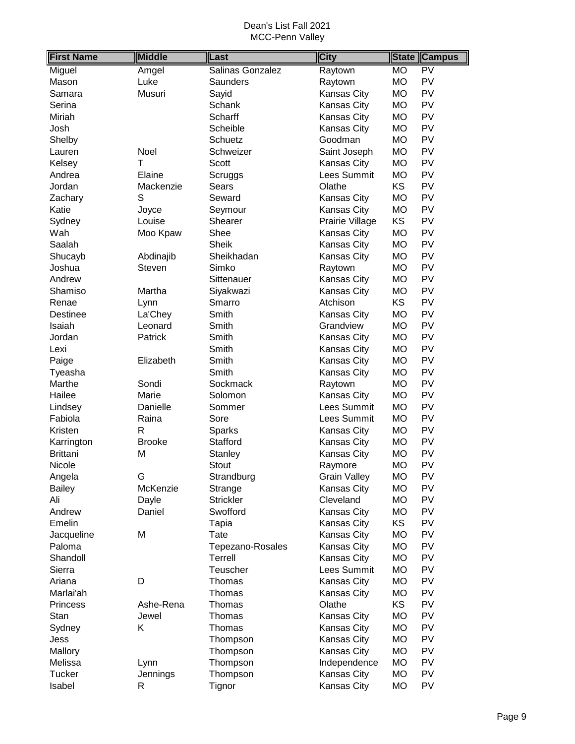Dean's List Fall 2021
MCC-Penn Valley

| First Name | Middle | Last | City | State | Campus |
|---|---|---|---|---|---|
| Miguel | Amgel | Salinas Gonzalez | Raytown | MO | PV |
| Mason | Luke | Saunders | Raytown | MO | PV |
| Samara | Musuri | Sayid | Kansas City | MO | PV |
| Serina | | Schank | Kansas City | MO | PV |
| Miriah | | Scharff | Kansas City | MO | PV |
| Josh | | Scheible | Kansas City | MO | PV |
| Shelby | | Schuetz | Goodman | MO | PV |
| Lauren | Noel | Schweizer | Saint Joseph | MO | PV |
| Kelsey | T | Scott | Kansas City | MO | PV |
| Andrea | Elaine | Scruggs | Lees Summit | MO | PV |
| Jordan | Mackenzie | Sears | Olathe | KS | PV |
| Zachary | S | Seward | Kansas City | MO | PV |
| Katie | Joyce | Seymour | Kansas City | MO | PV |
| Sydney | Louise | Shearer | Prairie Village | KS | PV |
| Wah | Moo Kpaw | Shee | Kansas City | MO | PV |
| Saalah | | Sheik | Kansas City | MO | PV |
| Shucayb | Abdinajib | Sheikhadan | Kansas City | MO | PV |
| Joshua | Steven | Simko | Raytown | MO | PV |
| Andrew | | Sittenauer | Kansas City | MO | PV |
| Shamiso | Martha | Siyakwazi | Kansas City | MO | PV |
| Renae | Lynn | Smarro | Atchison | KS | PV |
| Destinee | La'Chey | Smith | Kansas City | MO | PV |
| Isaiah | Leonard | Smith | Grandview | MO | PV |
| Jordan | Patrick | Smith | Kansas City | MO | PV |
| Lexi | | Smith | Kansas City | MO | PV |
| Paige | Elizabeth | Smith | Kansas City | MO | PV |
| Tyeasha | | Smith | Kansas City | MO | PV |
| Marthe | Sondi | Sockmack | Raytown | MO | PV |
| Hailee | Marie | Solomon | Kansas City | MO | PV |
| Lindsey | Danielle | Sommer | Lees Summit | MO | PV |
| Fabiola | Raina | Sore | Lees Summit | MO | PV |
| Kristen | R | Sparks | Kansas City | MO | PV |
| Karrington | Brooke | Stafford | Kansas City | MO | PV |
| Brittani | M | Stanley | Kansas City | MO | PV |
| Nicole | | Stout | Raymore | MO | PV |
| Angela | G | Strandburg | Grain Valley | MO | PV |
| Bailey | McKenzie | Strange | Kansas City | MO | PV |
| Ali | Dayle | Strickler | Cleveland | MO | PV |
| Andrew | Daniel | Swofford | Kansas City | MO | PV |
| Emelin | | Tapia | Kansas City | KS | PV |
| Jacqueline | M | Tate | Kansas City | MO | PV |
| Paloma | | Tepezano-Rosales | Kansas City | MO | PV |
| Shandoll | | Terrell | Kansas City | MO | PV |
| Sierra | | Teuscher | Lees Summit | MO | PV |
| Ariana | D | Thomas | Kansas City | MO | PV |
| Marlai'ah | | Thomas | Kansas City | MO | PV |
| Princess | Ashe-Rena | Thomas | Olathe | KS | PV |
| Stan | Jewel | Thomas | Kansas City | MO | PV |
| Sydney | K | Thomas | Kansas City | MO | PV |
| Jess | | Thompson | Kansas City | MO | PV |
| Mallory | | Thompson | Kansas City | MO | PV |
| Melissa | Lynn | Thompson | Independence | MO | PV |
| Tucker | Jennings | Thompson | Kansas City | MO | PV |
| Isabel | R | Tignor | Kansas City | MO | PV |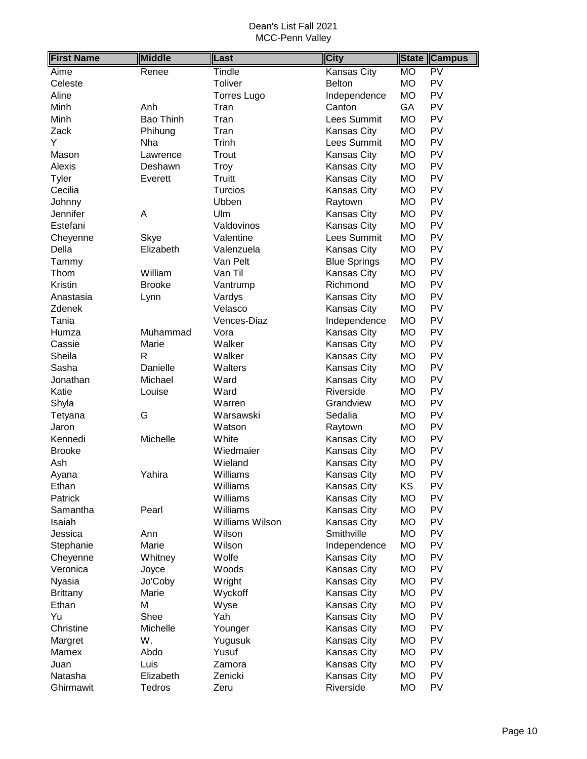Dean's List Fall 2021
MCC-Penn Valley

| First Name | Middle | Last | City | State | Campus |
|---|---|---|---|---|---|
| Aime | Renee | Tindle | Kansas City | MO | PV |
| Celeste | | Toliver | Belton | MO | PV |
| Aline | | Torres Lugo | Independence | MO | PV |
| Minh | Anh | Tran | Canton | GA | PV |
| Minh | Bao Thinh | Tran | Lees Summit | MO | PV |
| Zack | Phihung | Tran | Kansas City | MO | PV |
| Y | Nha | Trinh | Lees Summit | MO | PV |
| Mason | Lawrence | Trout | Kansas City | MO | PV |
| Alexis | Deshawn | Troy | Kansas City | MO | PV |
| Tyler | Everett | Truitt | Kansas City | MO | PV |
| Cecilia | | Turcios | Kansas City | MO | PV |
| Johnny | | Ubben | Raytown | MO | PV |
| Jennifer | A | Ulm | Kansas City | MO | PV |
| Estefani | | Valdovinos | Kansas City | MO | PV |
| Cheyenne | Skye | Valentine | Lees Summit | MO | PV |
| Della | Elizabeth | Valenzuela | Kansas City | MO | PV |
| Tammy | | Van Pelt | Blue Springs | MO | PV |
| Thom | William | Van Til | Kansas City | MO | PV |
| Kristin | Brooke | Vantrump | Richmond | MO | PV |
| Anastasia | Lynn | Vardys | Kansas City | MO | PV |
| Zdenek | | Velasco | Kansas City | MO | PV |
| Tania | | Vences-Diaz | Independence | MO | PV |
| Humza | Muhammad | Vora | Kansas City | MO | PV |
| Cassie | Marie | Walker | Kansas City | MO | PV |
| Sheila | R | Walker | Kansas City | MO | PV |
| Sasha | Danielle | Walters | Kansas City | MO | PV |
| Jonathan | Michael | Ward | Kansas City | MO | PV |
| Katie | Louise | Ward | Riverside | MO | PV |
| Shyla | | Warren | Grandview | MO | PV |
| Tetyana | G | Warsawski | Sedalia | MO | PV |
| Jaron | | Watson | Raytown | MO | PV |
| Kennedi | Michelle | White | Kansas City | MO | PV |
| Brooke | | Wiedmaier | Kansas City | MO | PV |
| Ash | | Wieland | Kansas City | MO | PV |
| Ayana | Yahira | Williams | Kansas City | MO | PV |
| Ethan | | Williams | Kansas City | KS | PV |
| Patrick | | Williams | Kansas City | MO | PV |
| Samantha | Pearl | Williams | Kansas City | MO | PV |
| Isaiah | | Williams Wilson | Kansas City | MO | PV |
| Jessica | Ann | Wilson | Smithville | MO | PV |
| Stephanie | Marie | Wilson | Independence | MO | PV |
| Cheyenne | Whitney | Wolfe | Kansas City | MO | PV |
| Veronica | Joyce | Woods | Kansas City | MO | PV |
| Nyasia | Jo'Coby | Wright | Kansas City | MO | PV |
| Brittany | Marie | Wyckoff | Kansas City | MO | PV |
| Ethan | M | Wyse | Kansas City | MO | PV |
| Yu | Shee | Yah | Kansas City | MO | PV |
| Christine | Michelle | Younger | Kansas City | MO | PV |
| Margret | W. | Yugusuk | Kansas City | MO | PV |
| Mamex | Abdo | Yusuf | Kansas City | MO | PV |
| Juan | Luis | Zamora | Kansas City | MO | PV |
| Natasha | Elizabeth | Zenicki | Kansas City | MO | PV |
| Ghirmawit | Tedros | Zeru | Riverside | MO | PV |